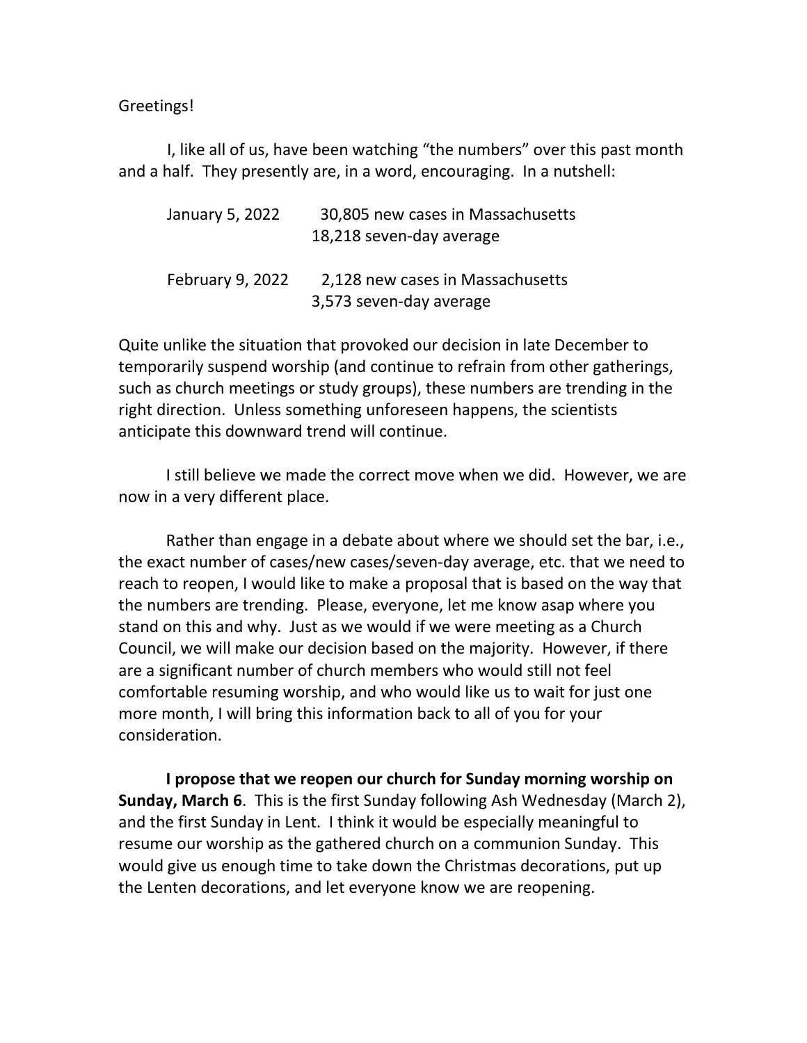Greetings!

I, like all of us, have been watching "the numbers" over this past month and a half. They presently are, in a word, encouraging. In a nutshell:

| | |
|---|---|
| January 5, 2022 | 30,805 new cases in Massachusetts<br>18,218 seven-day average |
| February 9, 2022 | 2,128 new cases in Massachusetts<br>3,573 seven-day average |

Quite unlike the situation that provoked our decision in late December to temporarily suspend worship (and continue to refrain from other gatherings, such as church meetings or study groups), these numbers are trending in the right direction. Unless something unforeseen happens, the scientists anticipate this downward trend will continue.

I still believe we made the correct move when we did. However, we are now in a very different place.

Rather than engage in a debate about where we should set the bar, i.e., the exact number of cases/new cases/seven-day average, etc. that we need to reach to reopen, I would like to make a proposal that is based on the way that the numbers are trending. Please, everyone, let me know asap where you stand on this and why. Just as we would if we were meeting as a Church Council, we will make our decision based on the majority. However, if there are a significant number of church members who would still not feel comfortable resuming worship, and who would like us to wait for just one more month, I will bring this information back to all of you for your consideration.

**I propose that we reopen our church for Sunday morning worship on Sunday, March 6**. This is the first Sunday following Ash Wednesday (March 2), and the first Sunday in Lent. I think it would be especially meaningful to resume our worship as the gathered church on a communion Sunday. This would give us enough time to take down the Christmas decorations, put up the Lenten decorations, and let everyone know we are reopening.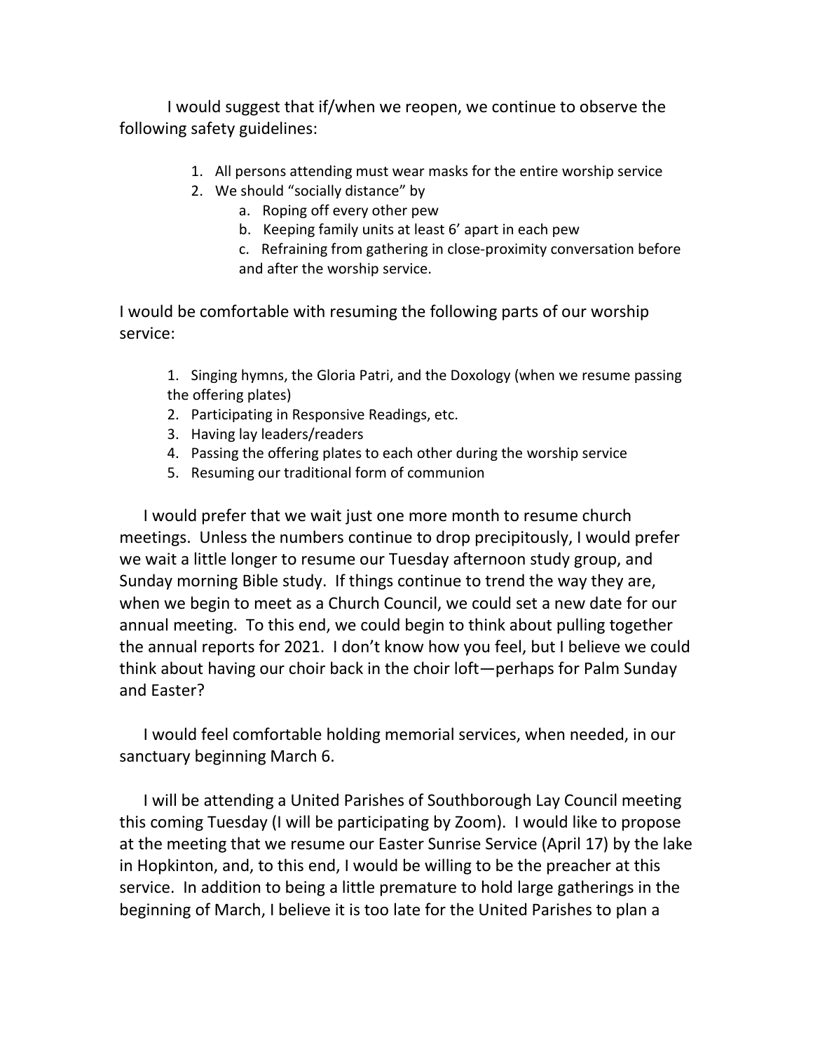I would suggest that if/when we reopen, we continue to observe the following safety guidelines:

1. All persons attending must wear masks for the entire worship service
2. We should "socially distance" by
    a. Roping off every other pew
    b. Keeping family units at least 6' apart in each pew
    c. Refraining from gathering in close-proximity conversation before and after the worship service.

I would be comfortable with resuming the following parts of our worship service:

1. Singing hymns, the Gloria Patri, and the Doxology (when we resume passing the offering plates)
2. Participating in Responsive Readings, etc.
3. Having lay leaders/readers
4. Passing the offering plates to each other during the worship service
5. Resuming our traditional form of communion

I would prefer that we wait just one more month to resume church meetings. Unless the numbers continue to drop precipitously, I would prefer we wait a little longer to resume our Tuesday afternoon study group, and Sunday morning Bible study. If things continue to trend the way they are, when we begin to meet as a Church Council, we could set a new date for our annual meeting. To this end, we could begin to think about pulling together the annual reports for 2021. I don't know how you feel, but I believe we could think about having our choir back in the choir loft—perhaps for Palm Sunday and Easter?

I would feel comfortable holding memorial services, when needed, in our sanctuary beginning March 6.

I will be attending a United Parishes of Southborough Lay Council meeting this coming Tuesday (I will be participating by Zoom). I would like to propose at the meeting that we resume our Easter Sunrise Service (April 17) by the lake in Hopkinton, and, to this end, I would be willing to be the preacher at this service. In addition to being a little premature to hold large gatherings in the beginning of March, I believe it is too late for the United Parishes to plan a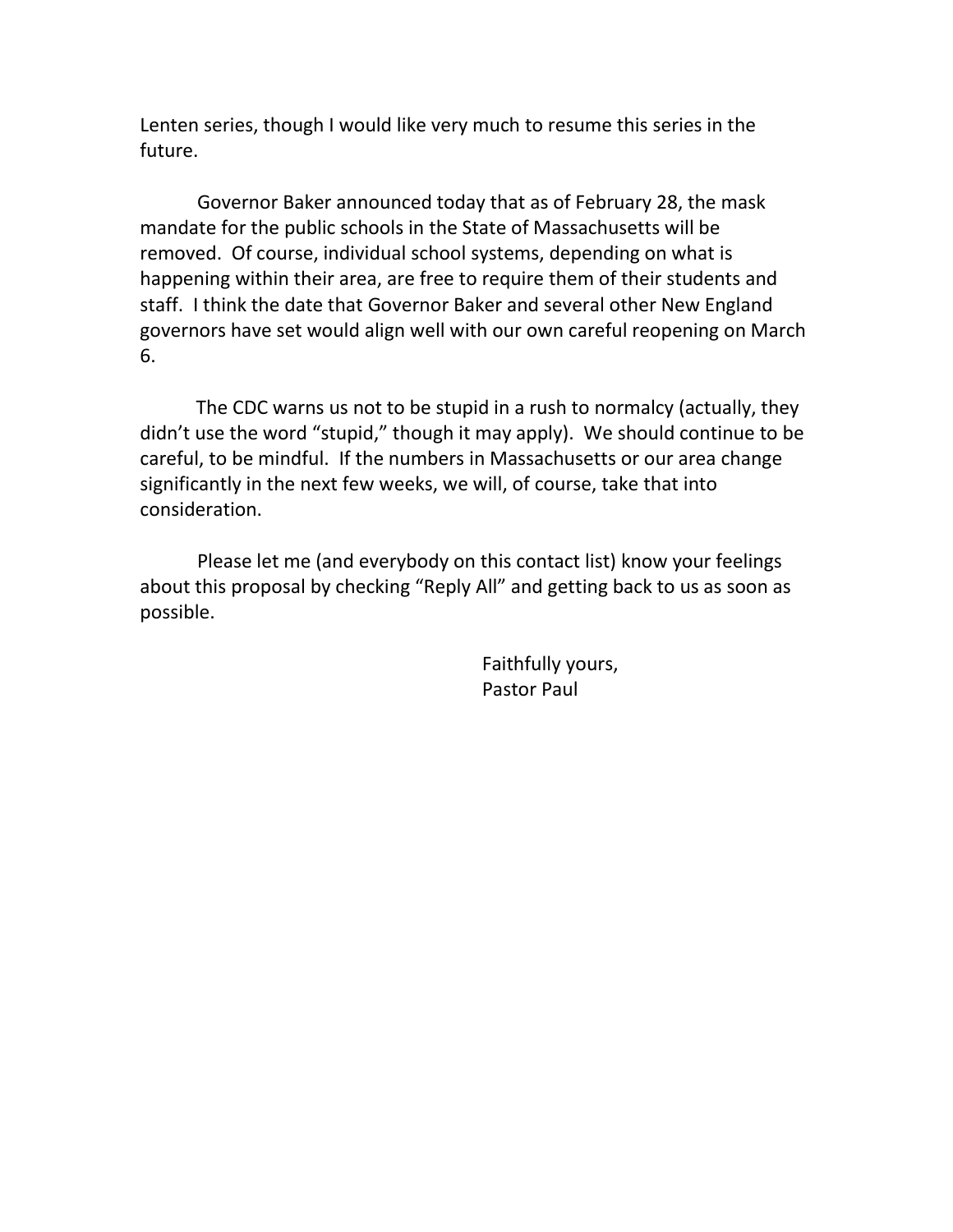Lenten series, though I would like very much to resume this series in the future.

Governor Baker announced today that as of February 28, the mask mandate for the public schools in the State of Massachusetts will be removed. Of course, individual school systems, depending on what is happening within their area, are free to require them of their students and staff. I think the date that Governor Baker and several other New England governors have set would align well with our own careful reopening on March 6.

The CDC warns us not to be stupid in a rush to normalcy (actually, they didn't use the word "stupid," though it may apply). We should continue to be careful, to be mindful. If the numbers in Massachusetts or our area change significantly in the next few weeks, we will, of course, take that into consideration.

Please let me (and everybody on this contact list) know your feelings about this proposal by checking "Reply All" and getting back to us as soon as possible.

Faithfully yours,
Pastor Paul